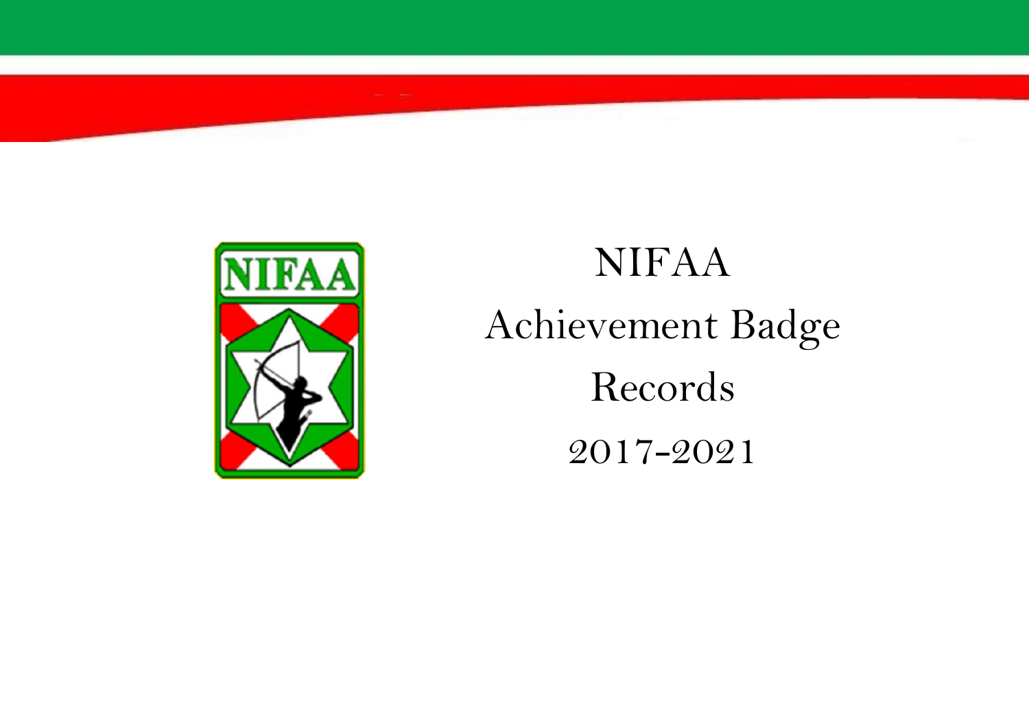# NIFAA

# Achievement Badge

# Records

# 2017-2021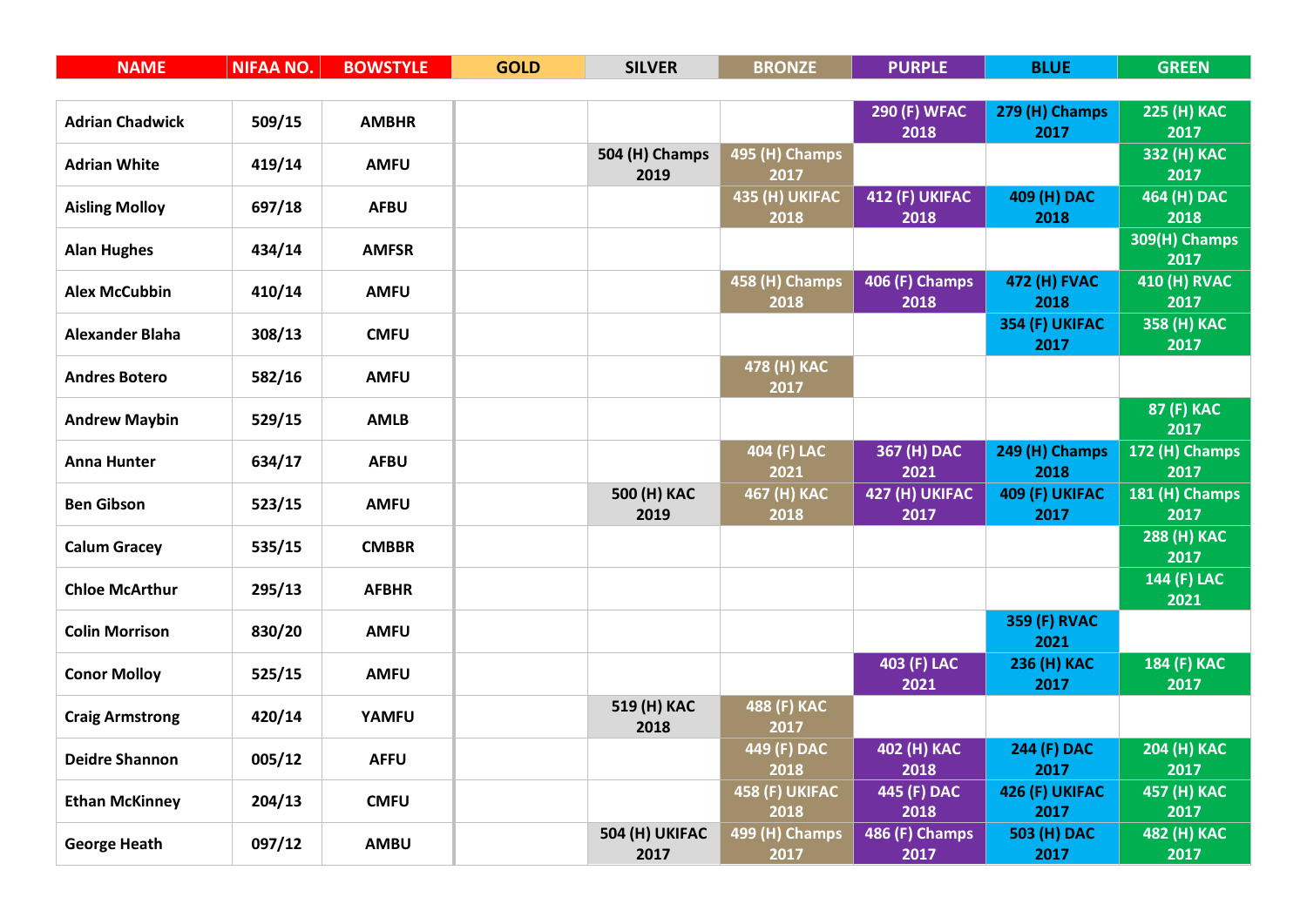| NAME | NIFAA NO. | BOWSTYLE | GOLD | SILVER | BRONZE | PURPLE | BLUE | GREEN |
|---|---|---|---|---|---|---|---|---|
| Adrian Chadwick | 509/15 | AMBHR | | | | 290 (F) WFAC 2018 | 279 (H) Champs 2017 | 225 (H) KAC 2017 |
| Adrian White | 419/14 | AMFU | | 504 (H) Champs 2019 | 495 (H) Champs 2017 | | | 332 (H) KAC 2017 |
| Aisling Molloy | 697/18 | AFBU | | | 435 (H) UKIFAC 2018 | 412 (F) UKIFAC 2018 | 409 (H) DAC 2018 | 464 (H) DAC 2018 |
| Alan Hughes | 434/14 | AMFSR | | | | | | 309(H) Champs 2017 |
| Alex McCubbin | 410/14 | AMFU | | | 458 (H) Champs 2018 | 406 (F) Champs 2018 | 472 (H) FVAC 2018 | 410 (H) RVAC 2017 |
| Alexander Blaha | 308/13 | CMFU | | | | | 354 (F) UKIFAC 2017 | 358 (H) KAC 2017 |
| Andres Botero | 582/16 | AMFU | | | 478 (H) KAC 2017 | | | |
| Andrew Maybin | 529/15 | AMLB | | | | | | 87 (F) KAC 2017 |
| Anna Hunter | 634/17 | AFBU | | | 404 (F) LAC 2021 | 367 (H) DAC 2021 | 249 (H) Champs 2018 | 172 (H) Champs 2017 |
| Ben Gibson | 523/15 | AMFU | | 500 (H) KAC 2019 | 467 (H) KAC 2018 | 427 (H) UKIFAC 2017 | 409 (F) UKIFAC 2017 | 181 (H) Champs 2017 |
| Calum Gracey | 535/15 | CMBBR | | | | | | 288 (H) KAC 2017 |
| Chloe McArthur | 295/13 | AFBHR | | | | | | 144 (F) LAC 2021 |
| Colin Morrison | 830/20 | AMFU | | | | | 359 (F) RVAC 2021 | |
| Conor Molloy | 525/15 | AMFU | | | | 403 (F) LAC 2021 | 236 (H) KAC 2017 | 184 (F) KAC 2017 |
| Craig Armstrong | 420/14 | YAMFU | | 519 (H) KAC 2018 | 488 (F) KAC 2017 | | | |
| Deidre Shannon | 005/12 | AFFU | | | 449 (F) DAC 2018 | 402 (H) KAC 2018 | 244 (F) DAC 2017 | 204 (H) KAC 2017 |
| Ethan McKinney | 204/13 | CMFU | | | 458 (F) UKIFAC 2018 | 445 (F) DAC 2018 | 426 (F) UKIFAC 2017 | 457 (H) KAC 2017 |
| George Heath | 097/12 | AMBU | | 504 (H) UKIFAC 2017 | 499 (H) Champs 2017 | 486 (F) Champs 2017 | 503 (H) DAC 2017 | 482 (H) KAC 2017 |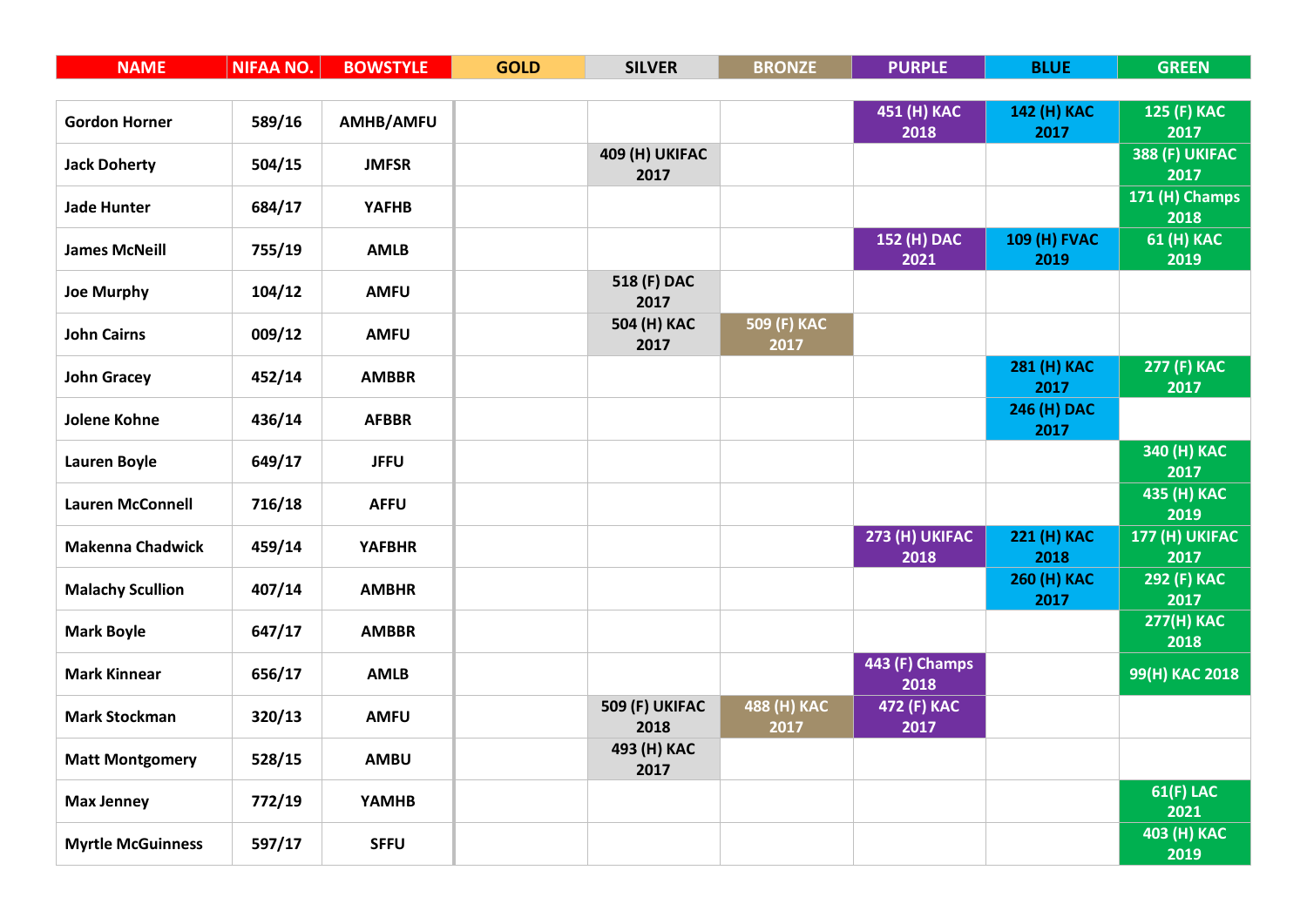| NAME | NIFAA NO. | BOWSTYLE | GOLD | SILVER | BRONZE | PURPLE | BLUE | GREEN |
|---|---|---|---|---|---|---|---|---|
| Gordon Horner | 589/16 | AMHB/AMFU | | | | 451 (H) KAC 2018 | 142 (H) KAC 2017 | 125 (F) KAC 2017 |
| Jack Doherty | 504/15 | JMFSR | | 409 (H) UKIFAC 2017 | | | | 388 (F) UKIFAC 2017 |
| Jade Hunter | 684/17 | YAFHB | | | | | | 171 (H) Champs 2018 |
| James McNeill | 755/19 | AMLB | | | | 152 (H) DAC 2021 | 109 (H) FVAC 2019 | 61 (H) KAC 2019 |
| Joe Murphy | 104/12 | AMFU | | 518 (F) DAC 2017 | | | | |
| John Cairns | 009/12 | AMFU | | 504 (H) KAC 2017 | 509 (F) KAC 2017 | | | |
| John Gracey | 452/14 | AMBBR | | | | | 281 (H) KAC 2017 | 277 (F) KAC 2017 |
| Jolene Kohne | 436/14 | AFBBR | | | | | 246 (H) DAC 2017 | |
| Lauren Boyle | 649/17 | JFFU | | | | | | 340 (H) KAC 2017 |
| Lauren McConnell | 716/18 | AFFU | | | | | | 435 (H) KAC 2019 |
| Makenna Chadwick | 459/14 | YAFBHR | | | | 273 (H) UKIFAC 2018 | 221 (H) KAC 2018 | 177 (H) UKIFAC 2017 |
| Malachy Scullion | 407/14 | AMBHR | | | | | 260 (H) KAC 2017 | 292 (F) KAC 2017 |
| Mark Boyle | 647/17 | AMBBR | | | | | | 277(H) KAC 2018 |
| Mark Kinnear | 656/17 | AMLB | | | | 443 (F) Champs 2018 | | 99(H) KAC 2018 |
| Mark Stockman | 320/13 | AMFU | | 509 (F) UKIFAC 2018 | 488 (H) KAC 2017 | 472 (F) KAC 2017 | | |
| Matt Montgomery | 528/15 | AMBU | | 493 (H) KAC 2017 | | | | |
| Max Jenney | 772/19 | YAMHB | | | | | | 61(F) LAC 2021 |
| Myrtle McGuinness | 597/17 | SFFU | | | | | | 403 (H) KAC 2019 |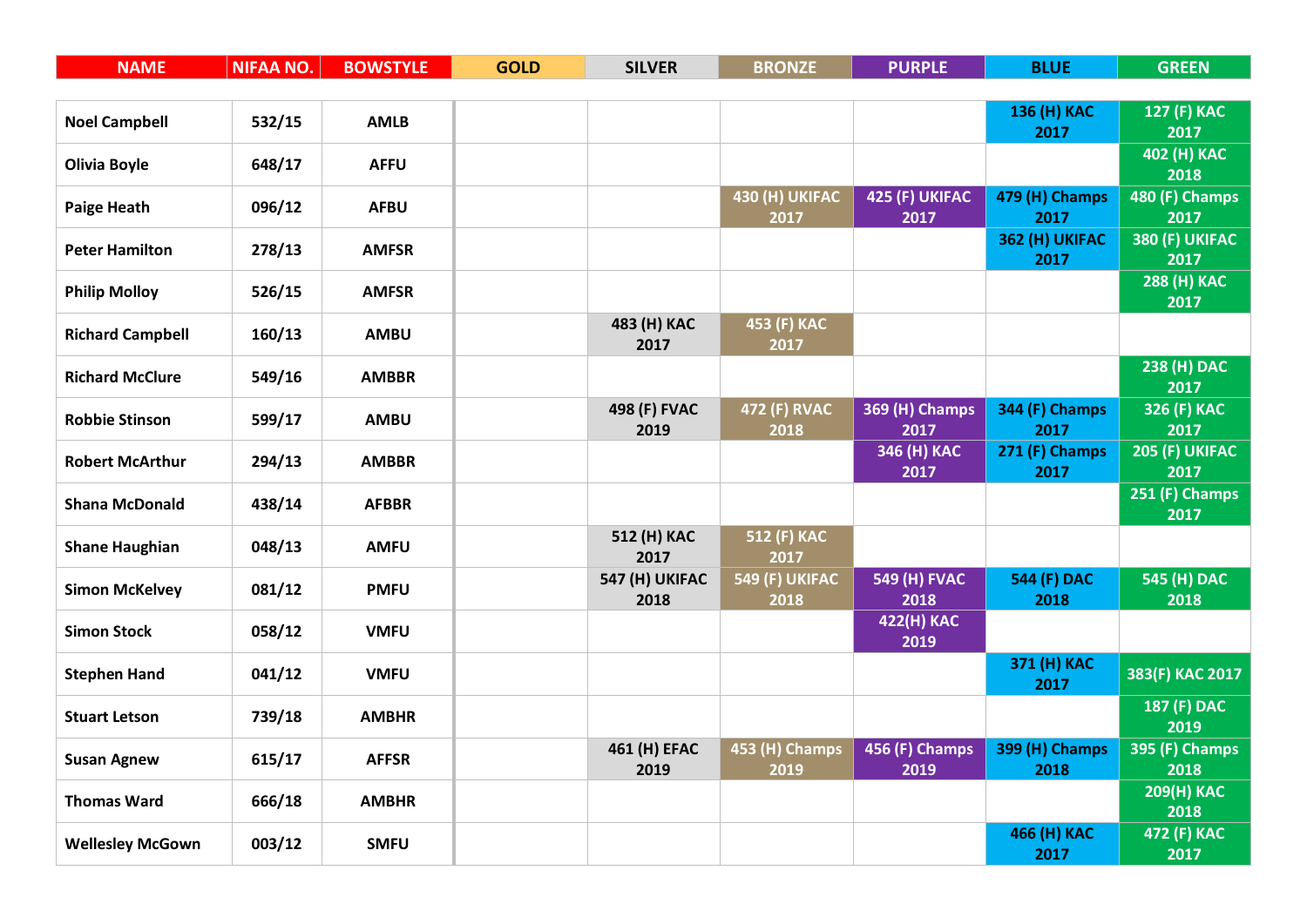| NAME | NIFAA NO. | BOWSTYLE | GOLD | SILVER | BRONZE | PURPLE | BLUE | GREEN |
|---|---|---|---|---|---|---|---|---|
| Noel Campbell | 532/15 | AMLB | | | | | 136 (H) KAC 2017 | 127 (F) KAC 2017 |
| Olivia Boyle | 648/17 | AFFU | | | | | | 402 (H) KAC 2018 |
| Paige Heath | 096/12 | AFBU | | | 430 (H) UKIFAC 2017 | 425 (F) UKIFAC 2017 | 479 (H) Champs 2017 | 480 (F) Champs 2017 |
| Peter Hamilton | 278/13 | AMFSR | | | | | 362 (H) UKIFAC 2017 | 380 (F) UKIFAC 2017 |
| Philip Molloy | 526/15 | AMFSR | | | | | | 288 (H) KAC 2017 |
| Richard Campbell | 160/13 | AMBU | | 483 (H) KAC 2017 | 453 (F) KAC 2017 | | | |
| Richard McClure | 549/16 | AMBBR | | | | | | 238 (H) DAC 2017 |
| Robbie Stinson | 599/17 | AMBU | | 498 (F) FVAC 2019 | 472 (F) RVAC 2018 | 369 (H) Champs 2017 | 344 (F) Champs 2017 | 326 (F) KAC 2017 |
| Robert McArthur | 294/13 | AMBBR | | | | 346 (H) KAC 2017 | 271 (F) Champs 2017 | 205 (F) UKIFAC 2017 |
| Shana McDonald | 438/14 | AFBBR | | | | | | 251 (F) Champs 2017 |
| Shane Haughian | 048/13 | AMFU | | 512 (H) KAC 2017 | 512 (F) KAC 2017 | | | |
| Simon McKelvey | 081/12 | PMFU | | 547 (H) UKIFAC 2018 | 549 (F) UKIFAC 2018 | 549 (H) FVAC 2018 | 544 (F) DAC 2018 | 545 (H) DAC 2018 |
| Simon Stock | 058/12 | VMFU | | | | 422(H) KAC 2019 | | |
| Stephen Hand | 041/12 | VMFU | | | | | 371 (H) KAC 2017 | 383(F) KAC 2017 |
| Stuart Letson | 739/18 | AMBHR | | | | | | 187 (F) DAC 2019 |
| Susan Agnew | 615/17 | AFFSR | | 461 (H) EFAC 2019 | 453 (H) Champs 2019 | 456 (F) Champs 2019 | 399 (H) Champs 2018 | 395 (F) Champs 2018 |
| Thomas Ward | 666/18 | AMBHR | | | | | | 209(H) KAC 2018 |
| Wellesley McGown | 003/12 | SMFU | | | | | 466 (H) KAC 2017 | 472 (F) KAC 2017 |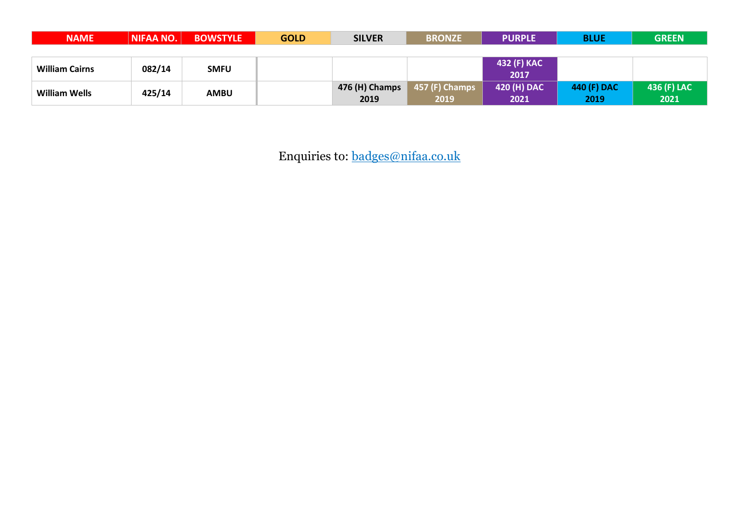| NAME | NIFAA NO. | BOWSTYLE | GOLD | SILVER | BRONZE | PURPLE | BLUE | GREEN |
|---|---|---|---|---|---|---|---|---|
| William Cairns | 082/14 | SMFU | | | | 432 (F) KAC 2017 | | |
| William Wells | 425/14 | AMBU | | 476 (H) Champs 2019 | 457 (F) Champs 2019 | 420 (H) DAC 2021 | 440 (F) DAC 2019 | 436 (F) LAC 2021 |

Enquiries to: badges@nifaa.co.uk